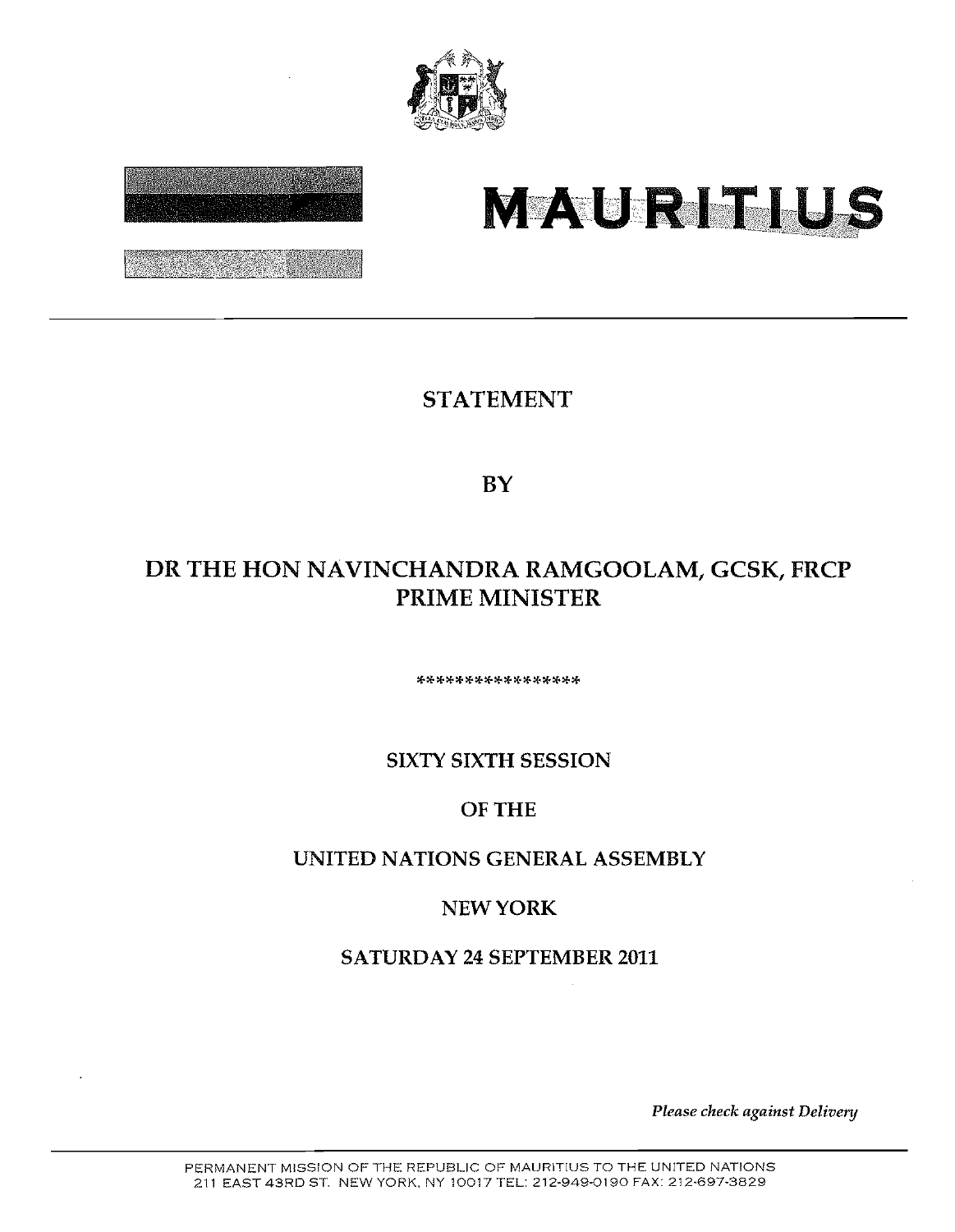# MAURITIUS

## STATEMENT

## BY

## DR THE HON NAVINCHANDRA RAMGOOLAM, GCSK, FRCP
## PRIME MINISTER

*****************

SIXTY SIXTH SESSION

OF THE

UNITED NATIONS GENERAL ASSEMBLY

NEW YORK

SATURDAY 24 SEPTEMBER 2011

*Please check against Delivery*

PERMANENT MISSION OF THE REPUBLIC OF MAURITIUS TO THE UNITED NATIONS
211 EAST 43RD ST. NEW YORK, NY 10017 TEL: 212-949-0190 FAX: 212-697-3829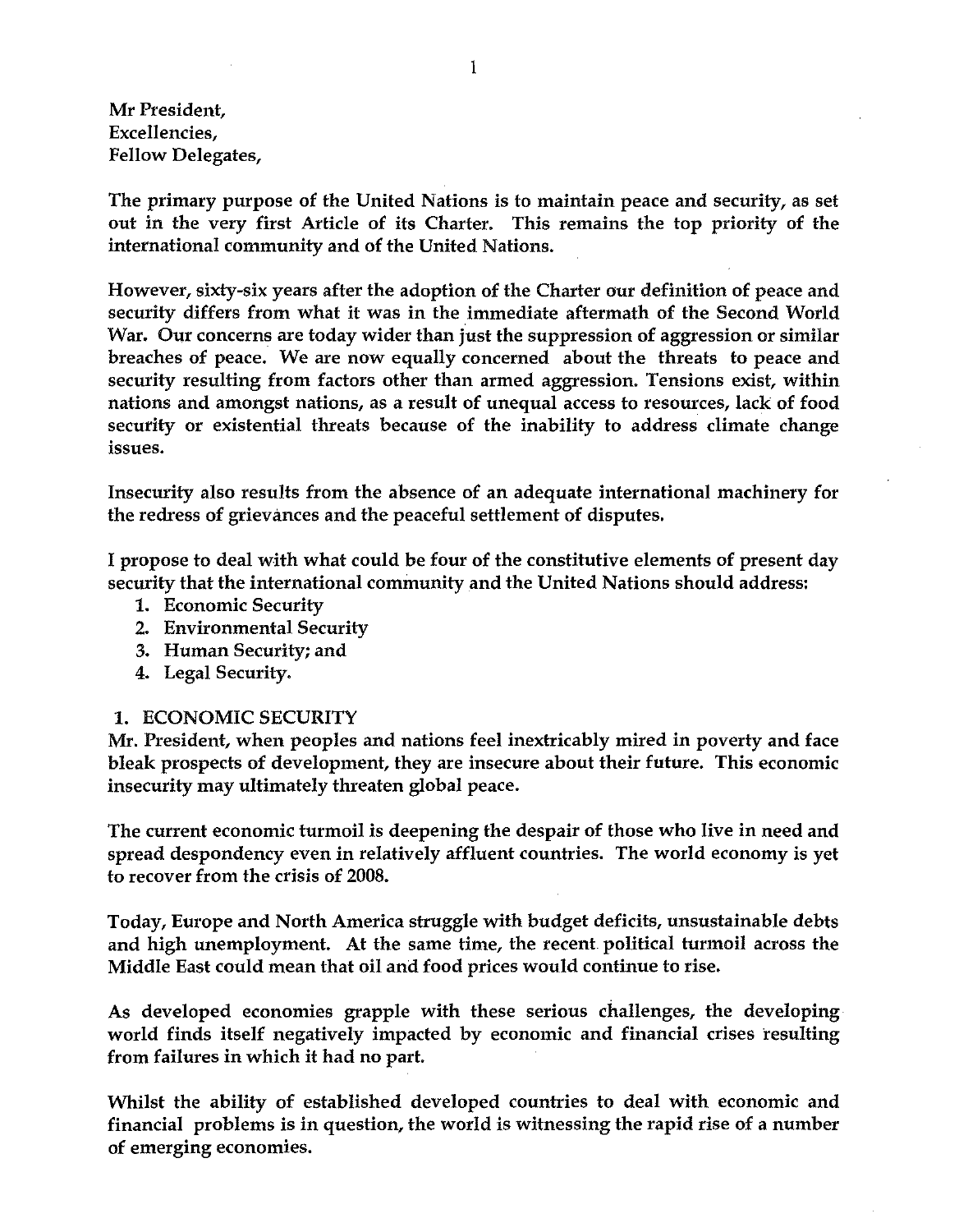Mr President,
Excellencies,
Fellow Delegates,

The primary purpose of the United Nations is to maintain peace and security, as set out in the very first Article of its Charter. This remains the top priority of the international community and of the United Nations.

However, sixty-six years after the adoption of the Charter our definition of peace and security differs from what it was in the immediate aftermath of the Second World War. Our concerns are today wider than just the suppression of aggression or similar breaches of peace. We are now equally concerned about the threats to peace and security resulting from factors other than armed aggression. Tensions exist, within nations and amongst nations, as a result of unequal access to resources, lack of food security or existential threats because of the inability to address climate change issues.

Insecurity also results from the absence of an adequate international machinery for the redress of grievances and the peaceful settlement of disputes.

I propose to deal with what could be four of the constitutive elements of present day security that the international community and the United Nations should address:

1. Economic Security
2. Environmental Security
3. Human Security; and
4. Legal Security.

## 1. ECONOMIC SECURITY

Mr. President, when peoples and nations feel inextricably mired in poverty and face bleak prospects of development, they are insecure about their future. This economic insecurity may ultimately threaten global peace.

The current economic turmoil is deepening the despair of those who live in need and spread despondency even in relatively affluent countries. The world economy is yet to recover from the crisis of 2008.

Today, Europe and North America struggle with budget deficits, unsustainable debts and high unemployment. At the same time, the recent political turmoil across the Middle East could mean that oil and food prices would continue to rise.

As developed economies grapple with these serious challenges, the developing world finds itself negatively impacted by economic and financial crises resulting from failures in which it had no part.

Whilst the ability of established developed countries to deal with economic and financial problems is in question, the world is witnessing the rapid rise of a number of emerging economies.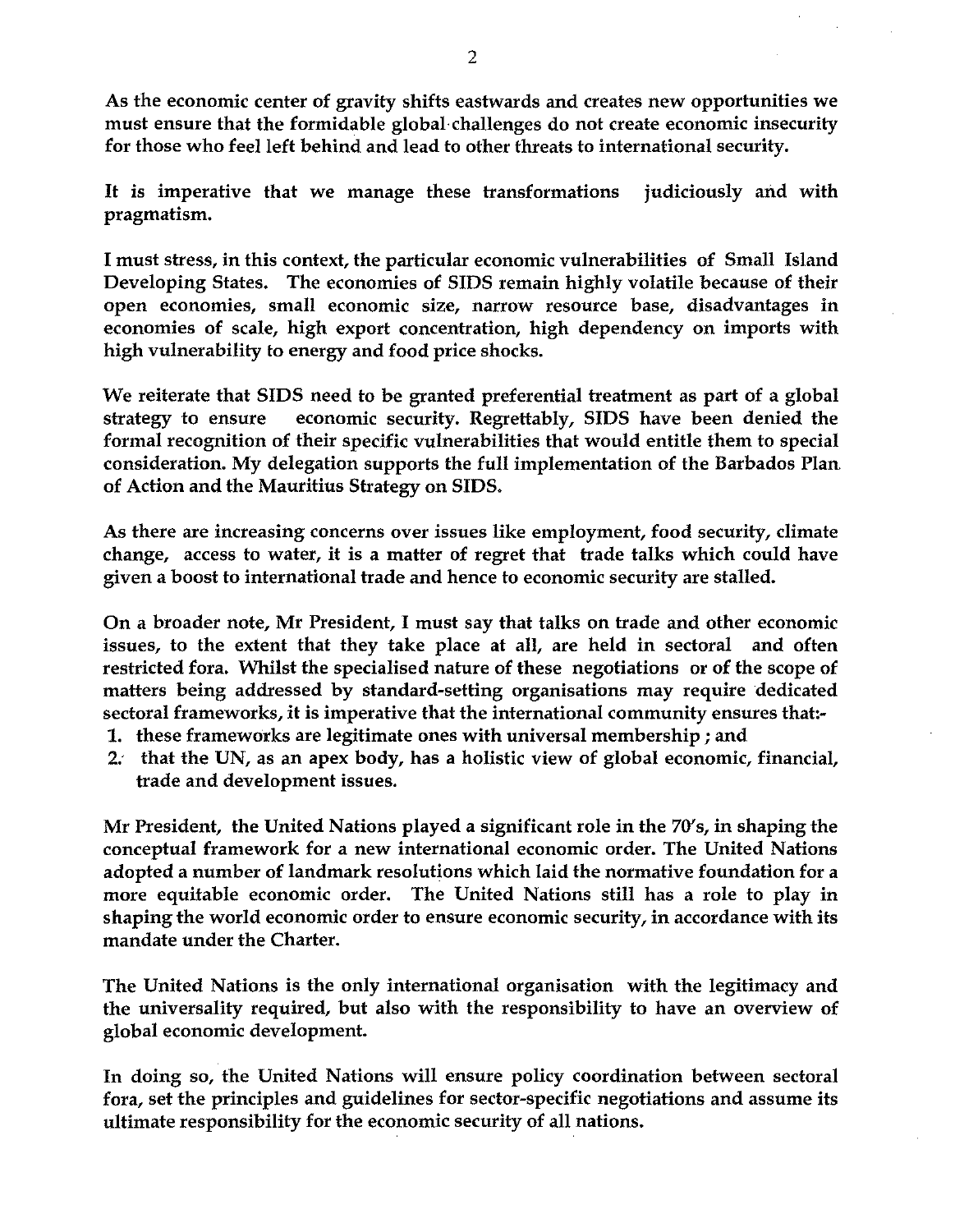As the economic center of gravity shifts eastwards and creates new opportunities we must ensure that the formidable global challenges do not create economic insecurity for those who feel left behind and lead to other threats to international security.

It is imperative that we manage these transformations judiciously and with pragmatism.

I must stress, in this context, the particular economic vulnerabilities of Small Island Developing States. The economies of SIDS remain highly volatile because of their open economies, small economic size, narrow resource base, disadvantages in economies of scale, high export concentration, high dependency on imports with high vulnerability to energy and food price shocks.

We reiterate that SIDS need to be granted preferential treatment as part of a global strategy to ensure economic security. Regrettably, SIDS have been denied the formal recognition of their specific vulnerabilities that would entitle them to special consideration. My delegation supports the full implementation of the Barbados Plan of Action and the Mauritius Strategy on SIDS.

As there are increasing concerns over issues like employment, food security, climate change, access to water, it is a matter of regret that trade talks which could have given a boost to international trade and hence to economic security are stalled.

On a broader note, Mr President, I must say that talks on trade and other economic issues, to the extent that they take place at all, are held in sectoral and often restricted fora. Whilst the specialised nature of these negotiations or of the scope of matters being addressed by standard-setting organisations may require dedicated sectoral frameworks, it is imperative that the international community ensures that:-

1. these frameworks are legitimate ones with universal membership ; and
2. that the UN, as an apex body, has a holistic view of global economic, financial, trade and development issues.

Mr President, the United Nations played a significant role in the 70's, in shaping the conceptual framework for a new international economic order. The United Nations adopted a number of landmark resolutions which laid the normative foundation for a more equitable economic order. The United Nations still has a role to play in shaping the world economic order to ensure economic security, in accordance with its mandate under the Charter.

The United Nations is the only international organisation with the legitimacy and the universality required, but also with the responsibility to have an overview of global economic development.

In doing so, the United Nations will ensure policy coordination between sectoral fora, set the principles and guidelines for sector-specific negotiations and assume its ultimate responsibility for the economic security of all nations.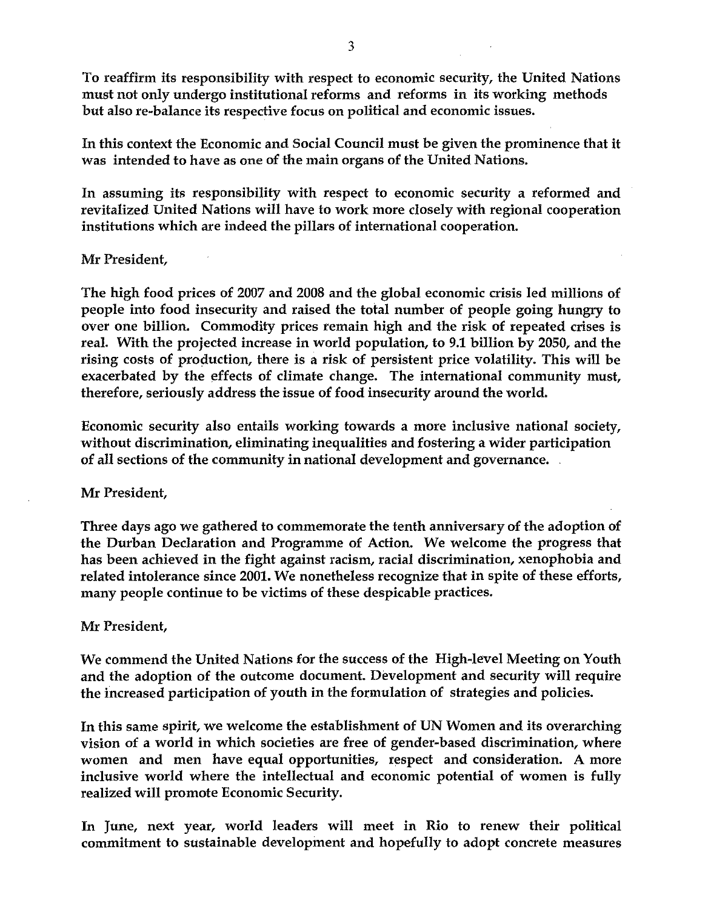To reaffirm its responsibility with respect to economic security, the United Nations must not only undergo institutional reforms and reforms in its working methods but also re-balance its respective focus on political and economic issues.

In this context the Economic and Social Council must be given the prominence that it was intended to have as one of the main organs of the United Nations.

In assuming its responsibility with respect to economic security a reformed and revitalized United Nations will have to work more closely with regional cooperation institutions which are indeed the pillars of international cooperation.

Mr President,

The high food prices of 2007 and 2008 and the global economic crisis led millions of people into food insecurity and raised the total number of people going hungry to over one billion. Commodity prices remain high and the risk of repeated crises is real. With the projected increase in world population, to 9.1 billion by 2050, and the rising costs of production, there is a risk of persistent price volatility. This will be exacerbated by the effects of climate change. The international community must, therefore, seriously address the issue of food insecurity around the world.

Economic security also entails working towards a more inclusive national society, without discrimination, eliminating inequalities and fostering a wider participation of all sections of the community in national development and governance.

Mr President,

Three days ago we gathered to commemorate the tenth anniversary of the adoption of the Durban Declaration and Programme of Action. We welcome the progress that has been achieved in the fight against racism, racial discrimination, xenophobia and related intolerance since 2001. We nonetheless recognize that in spite of these efforts, many people continue to be victims of these despicable practices.

Mr President,

We commend the United Nations for the success of the High-level Meeting on Youth and the adoption of the outcome document. Development and security will require the increased participation of youth in the formulation of strategies and policies.

In this same spirit, we welcome the establishment of UN Women and its overarching vision of a world in which societies are free of gender-based discrimination, where women and men have equal opportunities, respect and consideration. A more inclusive world where the intellectual and economic potential of women is fully realized will promote Economic Security.

In June, next year, world leaders will meet in Rio to renew their political commitment to sustainable development and hopefully to adopt concrete measures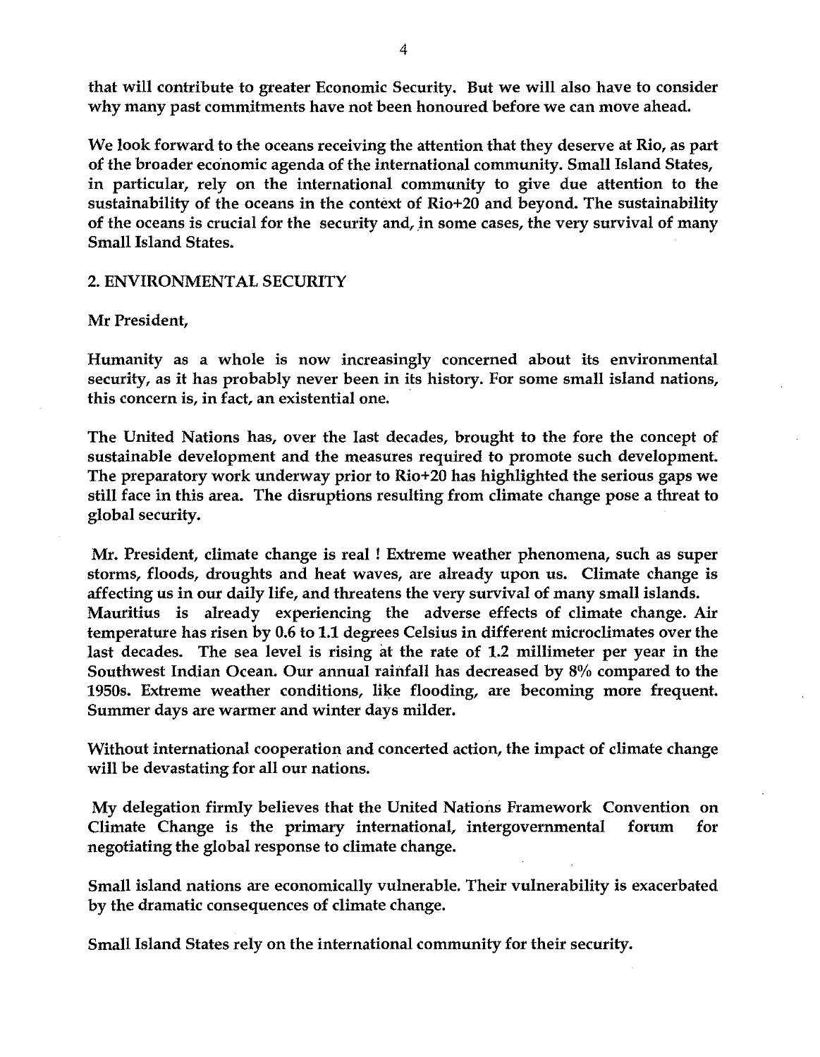that will contribute to greater Economic Security. But we will also have to consider why many past commitments have not been honoured before we can move ahead.

We look forward to the oceans receiving the attention that they deserve at Rio, as part of the broader economic agenda of the international community. Small Island States, in particular, rely on the international community to give due attention to the sustainability of the oceans in the context of Rio+20 and beyond. The sustainability of the oceans is crucial for the security and, in some cases, the very survival of many Small Island States.

## 2. ENVIRONMENTAL SECURITY

Mr President,

Humanity as a whole is now increasingly concerned about its environmental security, as it has probably never been in its history. For some small island nations, this concern is, in fact, an existential one.

The United Nations has, over the last decades, brought to the fore the concept of sustainable development and the measures required to promote such development. The preparatory work underway prior to Rio+20 has highlighted the serious gaps we still face in this area. The disruptions resulting from climate change pose a threat to global security.

Mr. President, climate change is real ! Extreme weather phenomena, such as super storms, floods, droughts and heat waves, are already upon us. Climate change is affecting us in our daily life, and threatens the very survival of many small islands. Mauritius is already experiencing the adverse effects of climate change. Air temperature has risen by 0.6 to 1.1 degrees Celsius in different microclimates over the last decades. The sea level is rising at the rate of 1.2 millimeter per year in the Southwest Indian Ocean. Our annual rainfall has decreased by 8% compared to the 1950s. Extreme weather conditions, like flooding, are becoming more frequent. Summer days are warmer and winter days milder.

Without international cooperation and concerted action, the impact of climate change will be devastating for all our nations.

My delegation firmly believes that the United Nations Framework Convention on Climate Change is the primary international, intergovernmental forum for negotiating the global response to climate change.

Small island nations are economically vulnerable. Their vulnerability is exacerbated by the dramatic consequences of climate change.

Small Island States rely on the international community for their security.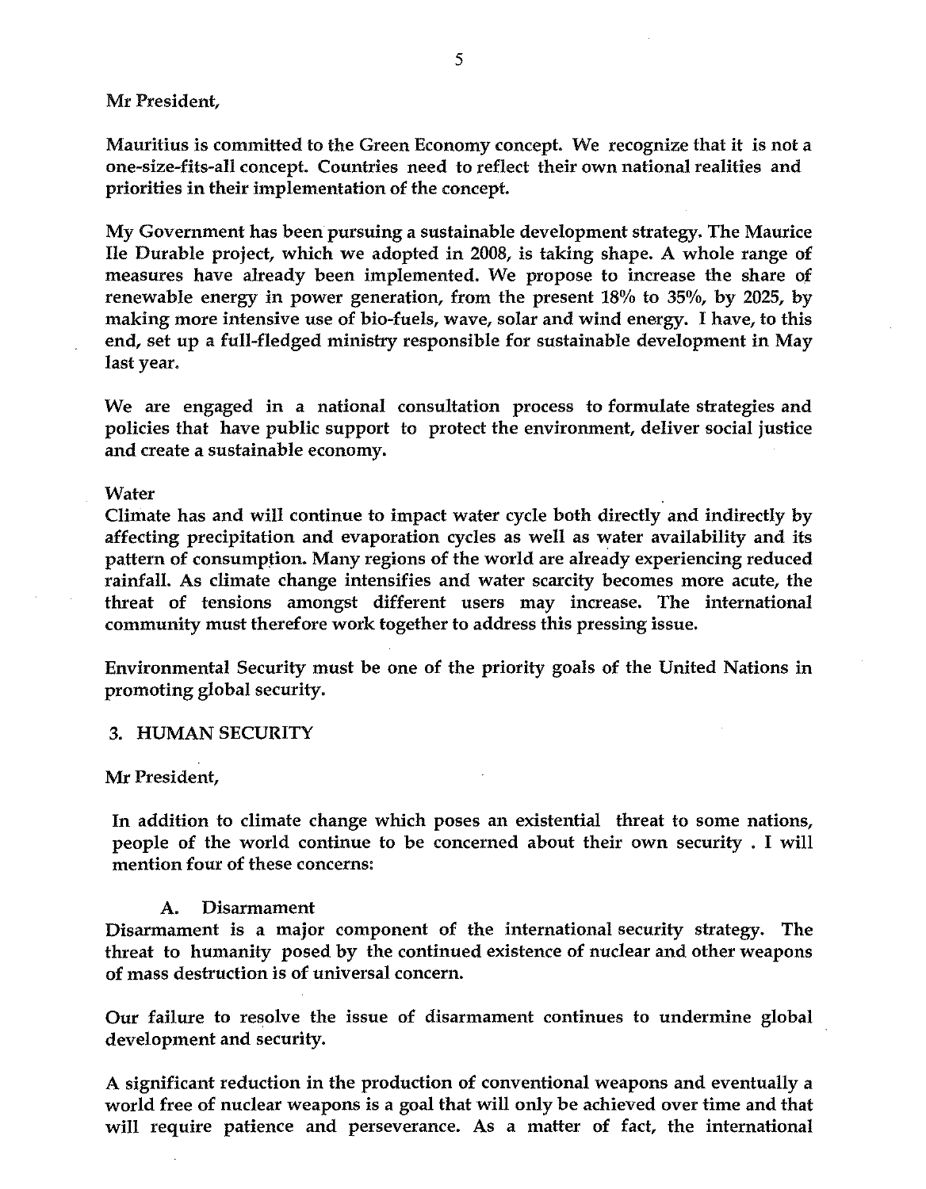Mr President,

Mauritius is committed to the Green Economy concept. We recognize that it is not a one-size-fits-all concept. Countries need to reflect their own national realities and priorities in their implementation of the concept.

My Government has been pursuing a sustainable development strategy. The Maurice Ile Durable project, which we adopted in 2008, is taking shape. A whole range of measures have already been implemented. We propose to increase the share of renewable energy in power generation, from the present 18% to 35%, by 2025, by making more intensive use of bio-fuels, wave, solar and wind energy. I have, to this end, set up a full-fledged ministry responsible for sustainable development in May last year.

We are engaged in a national consultation process to formulate strategies and policies that have public support to protect the environment, deliver social justice and create a sustainable economy.

Water

Climate has and will continue to impact water cycle both directly and indirectly by affecting precipitation and evaporation cycles as well as water availability and its pattern of consumption. Many regions of the world are already experiencing reduced rainfall. As climate change intensifies and water scarcity becomes more acute, the threat of tensions amongst different users may increase. The international community must therefore work together to address this pressing issue.

Environmental Security must be one of the priority goals of the United Nations in promoting global security.

## 3. HUMAN SECURITY

Mr President,

In addition to climate change which poses an existential threat to some nations, people of the world continue to be concerned about their own security . I will mention four of these concerns:

### A. Disarmament

Disarmament is a major component of the international security strategy. The threat to humanity posed by the continued existence of nuclear and other weapons of mass destruction is of universal concern.

Our failure to resolve the issue of disarmament continues to undermine global development and security.

A significant reduction in the production of conventional weapons and eventually a world free of nuclear weapons is a goal that will only be achieved over time and that will require patience and perseverance. As a matter of fact, the international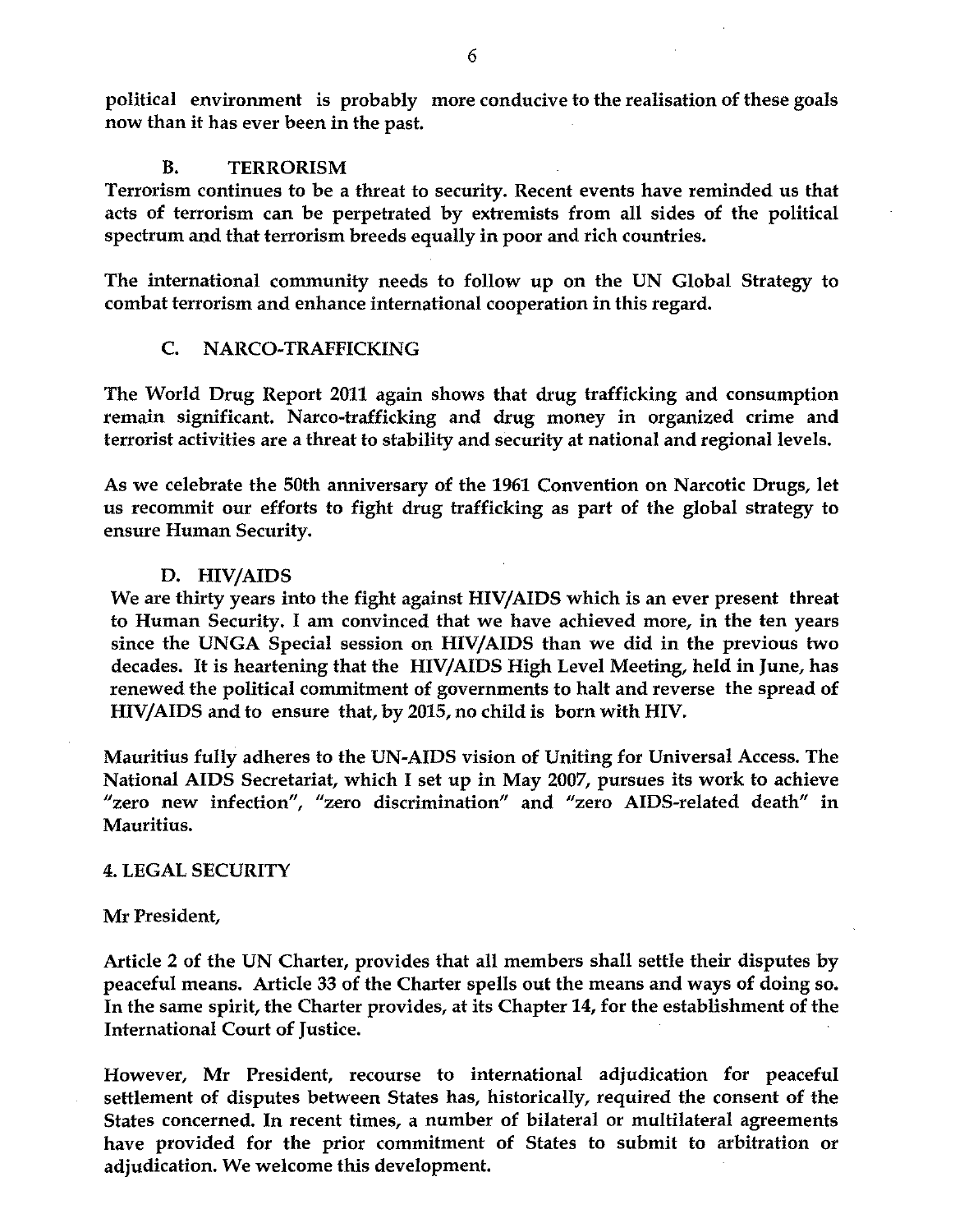political environment is probably more conducive to the realisation of these goals now than it has ever been in the past.

### B. TERRORISM

Terrorism continues to be a threat to security. Recent events have reminded us that acts of terrorism can be perpetrated by extremists from all sides of the political spectrum and that terrorism breeds equally in poor and rich countries.

The international community needs to follow up on the UN Global Strategy to combat terrorism and enhance international cooperation in this regard.

### C. NARCO-TRAFFICKING

The World Drug Report 2011 again shows that drug trafficking and consumption remain significant. Narco-trafficking and drug money in organized crime and terrorist activities are a threat to stability and security at national and regional levels.

As we celebrate the 50th anniversary of the 1961 Convention on Narcotic Drugs, let us recommit our efforts to fight drug trafficking as part of the global strategy to ensure Human Security.

### D. HIV/AIDS

We are thirty years into the fight against HIV/AIDS which is an ever present threat to Human Security. I am convinced that we have achieved more, in the ten years since the UNGA Special session on HIV/AIDS than we did in the previous two decades. It is heartening that the HIV/AIDS High Level Meeting, held in June, has renewed the political commitment of governments to halt and reverse the spread of HIV/AIDS and to ensure that, by 2015, no child is born with HIV.

Mauritius fully adheres to the UN-AIDS vision of Uniting for Universal Access. The National AIDS Secretariat, which I set up in May 2007, pursues its work to achieve "zero new infection", "zero discrimination" and "zero AIDS-related death" in Mauritius.

## 4. LEGAL SECURITY

Mr President,

Article 2 of the UN Charter, provides that all members shall settle their disputes by peaceful means. Article 33 of the Charter spells out the means and ways of doing so. In the same spirit, the Charter provides, at its Chapter 14, for the establishment of the International Court of Justice.

However, Mr President, recourse to international adjudication for peaceful settlement of disputes between States has, historically, required the consent of the States concerned. In recent times, a number of bilateral or multilateral agreements have provided for the prior commitment of States to submit to arbitration or adjudication. We welcome this development.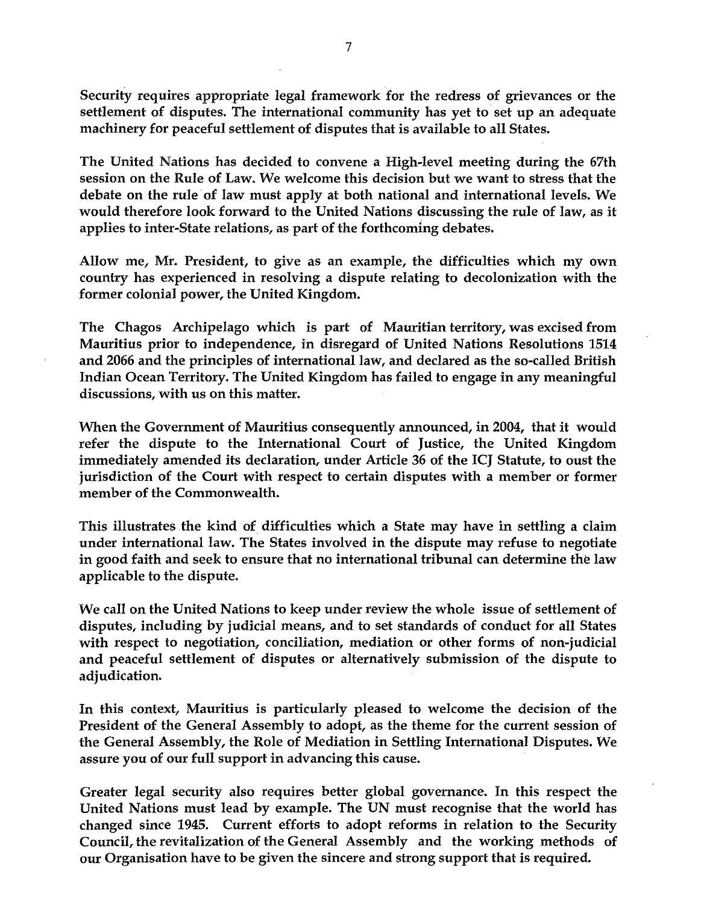Security requires appropriate legal framework for the redress of grievances or the settlement of disputes. The international community has yet to set up an adequate machinery for peaceful settlement of disputes that is available to all States.

The United Nations has decided to convene a High-level meeting during the 67th session on the Rule of Law. We welcome this decision but we want to stress that the debate on the rule of law must apply at both national and international levels. We would therefore look forward to the United Nations discussing the rule of law, as it applies to inter-State relations, as part of the forthcoming debates.

Allow me, Mr. President, to give as an example, the difficulties which my own country has experienced in resolving a dispute relating to decolonization with the former colonial power, the United Kingdom.

The Chagos Archipelago which is part of Mauritian territory, was excised from Mauritius prior to independence, in disregard of United Nations Resolutions 1514 and 2066 and the principles of international law, and declared as the so-called British Indian Ocean Territory. The United Kingdom has failed to engage in any meaningful discussions, with us on this matter.

When the Government of Mauritius consequently announced, in 2004, that it would refer the dispute to the International Court of Justice, the United Kingdom immediately amended its declaration, under Article 36 of the ICJ Statute, to oust the jurisdiction of the Court with respect to certain disputes with a member or former member of the Commonwealth.

This illustrates the kind of difficulties which a State may have in settling a claim under international law. The States involved in the dispute may refuse to negotiate in good faith and seek to ensure that no international tribunal can determine the law applicable to the dispute.

We call on the United Nations to keep under review the whole issue of settlement of disputes, including by judicial means, and to set standards of conduct for all States with respect to negotiation, conciliation, mediation or other forms of non-judicial and peaceful settlement of disputes or alternatively submission of the dispute to adjudication.

In this context, Mauritius is particularly pleased to welcome the decision of the President of the General Assembly to adopt, as the theme for the current session of the General Assembly, the Role of Mediation in Settling International Disputes. We assure you of our full support in advancing this cause.

Greater legal security also requires better global governance. In this respect the United Nations must lead by example. The UN must recognise that the world has changed since 1945. Current efforts to adopt reforms in relation to the Security Council, the revitalization of the General Assembly and the working methods of our Organisation have to be given the sincere and strong support that is required.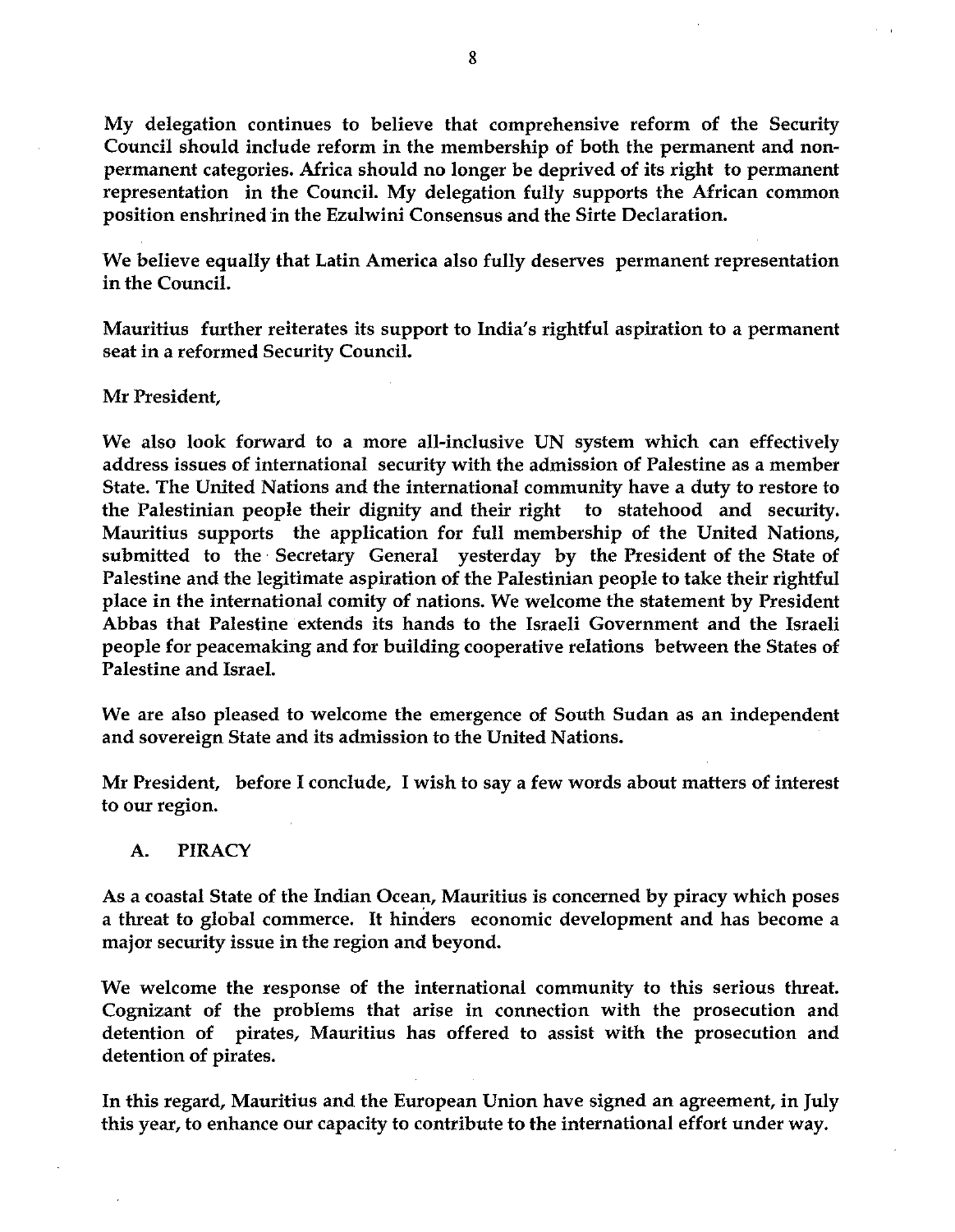My delegation continues to believe that comprehensive reform of the Security Council should include reform in the membership of both the permanent and non-permanent categories. Africa should no longer be deprived of its right to permanent representation in the Council. My delegation fully supports the African common position enshrined in the Ezulwini Consensus and the Sirte Declaration.

We believe equally that Latin America also fully deserves permanent representation in the Council.

Mauritius further reiterates its support to India's rightful aspiration to a permanent seat in a reformed Security Council.

Mr President,

We also look forward to a more all-inclusive UN system which can effectively address issues of international security with the admission of Palestine as a member State. The United Nations and the international community have a duty to restore to the Palestinian people their dignity and their right to statehood and security. Mauritius supports the application for full membership of the United Nations, submitted to the Secretary General yesterday by the President of the State of Palestine and the legitimate aspiration of the Palestinian people to take their rightful place in the international comity of nations. We welcome the statement by President Abbas that Palestine extends its hands to the Israeli Government and the Israeli people for peacemaking and for building cooperative relations between the States of Palestine and Israel.

We are also pleased to welcome the emergence of South Sudan as an independent and sovereign State and its admission to the United Nations.

Mr President, before I conclude, I wish to say a few words about matters of interest to our region.

A. PIRACY

As a coastal State of the Indian Ocean, Mauritius is concerned by piracy which poses a threat to global commerce. It hinders economic development and has become a major security issue in the region and beyond.

We welcome the response of the international community to this serious threat. Cognizant of the problems that arise in connection with the prosecution and detention of pirates, Mauritius has offered to assist with the prosecution and detention of pirates.

In this regard, Mauritius and the European Union have signed an agreement, in July this year, to enhance our capacity to contribute to the international effort under way.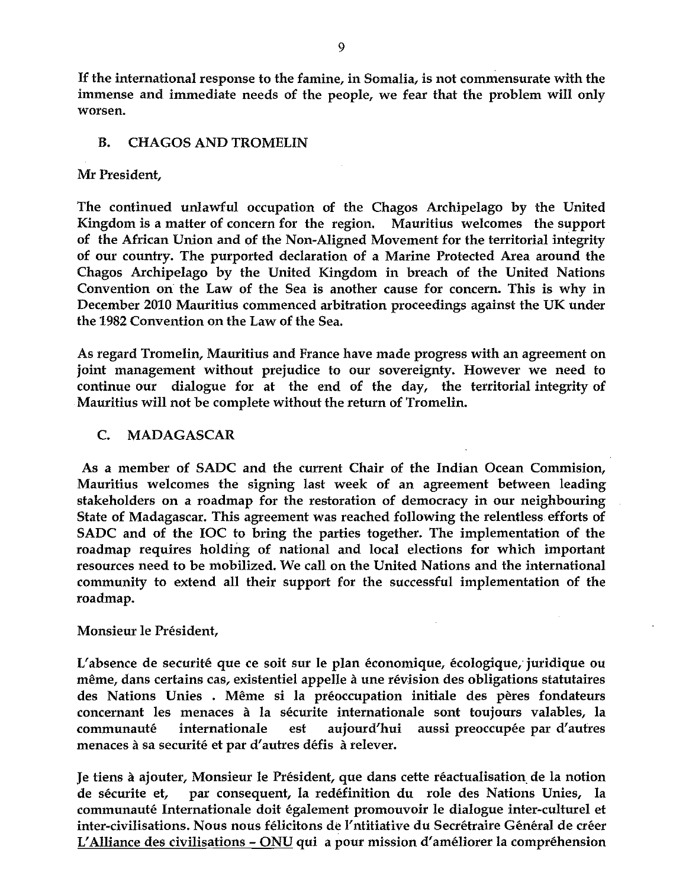If the international response to the famine, in Somalia, is not commensurate with the immense and immediate needs of the people, we fear that the problem will only worsen.

## B. CHAGOS AND TROMELIN

Mr President,

The continued unlawful occupation of the Chagos Archipelago by the United Kingdom is a matter of concern for the region. Mauritius welcomes the support of the African Union and of the Non-Aligned Movement for the territorial integrity of our country. The purported declaration of a Marine Protected Area around the Chagos Archipelago by the United Kingdom in breach of the United Nations Convention on the Law of the Sea is another cause for concern. This is why in December 2010 Mauritius commenced arbitration proceedings against the UK under the 1982 Convention on the Law of the Sea.

As regard Tromelin, Mauritius and France have made progress with an agreement on joint management without prejudice to our sovereignty. However we need to continue our dialogue for at the end of the day, the territorial integrity of Mauritius will not be complete without the return of Tromelin.

## C. MADAGASCAR

As a member of SADC and the current Chair of the Indian Ocean Commision, Mauritius welcomes the signing last week of an agreement between leading stakeholders on a roadmap for the restoration of democracy in our neighbouring State of Madagascar. This agreement was reached following the relentless efforts of SADC and of the IOC to bring the parties together. The implementation of the roadmap requires holding of national and local elections for which important resources need to be mobilized. We call on the United Nations and the international community to extend all their support for the successful implementation of the roadmap.

Monsieur le Président,

L'absence de securité que ce soit sur le plan économique, écologique, juridique ou même, dans certains cas, existentiel appelle à une révision des obligations statutaires des Nations Unies . Même si la préoccupation initiale des pères fondateurs concernant les menaces à la sécurite internationale sont toujours valables, la communauté internationale est aujourd'hui aussi preoccupée par d'autres menaces à sa securité et par d'autres défis à relever.

Je tiens à ajouter, Monsieur le Président, que dans cette réactualisation de la notion de sécurite et, par consequent, la redéfinition du role des Nations Unies, la communauté Internationale doit également promouvoir le dialogue inter-culturel et inter-civilisations. Nous nous félicitons de l'ntitiative du Secrétraire Général de créer <u>L'Alliance des civilisations - ONU</u> qui a pour mission d'améliorer la compréhension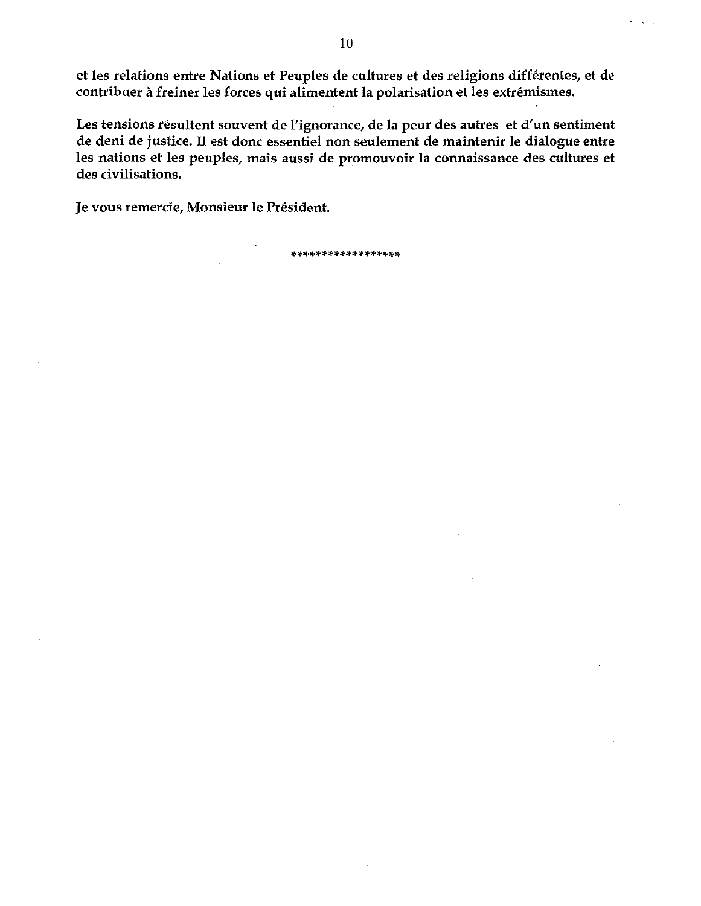**et les relations entre Nations et Peuples de cultures et des religions différentes, et de contribuer à freiner les forces qui alimentent la polarisation et les extrémismes.**

**Les tensions résultent souvent de l'ignorance, de la peur des autres et d'un sentiment de deni de justice. Il est donc essentiel non seulement de maintenir le dialogue entre les nations et les peuples, mais aussi de promouvoir la connaissance des cultures et des civilisations.**

**Je vous remercie, Monsieur le Président.**

******************